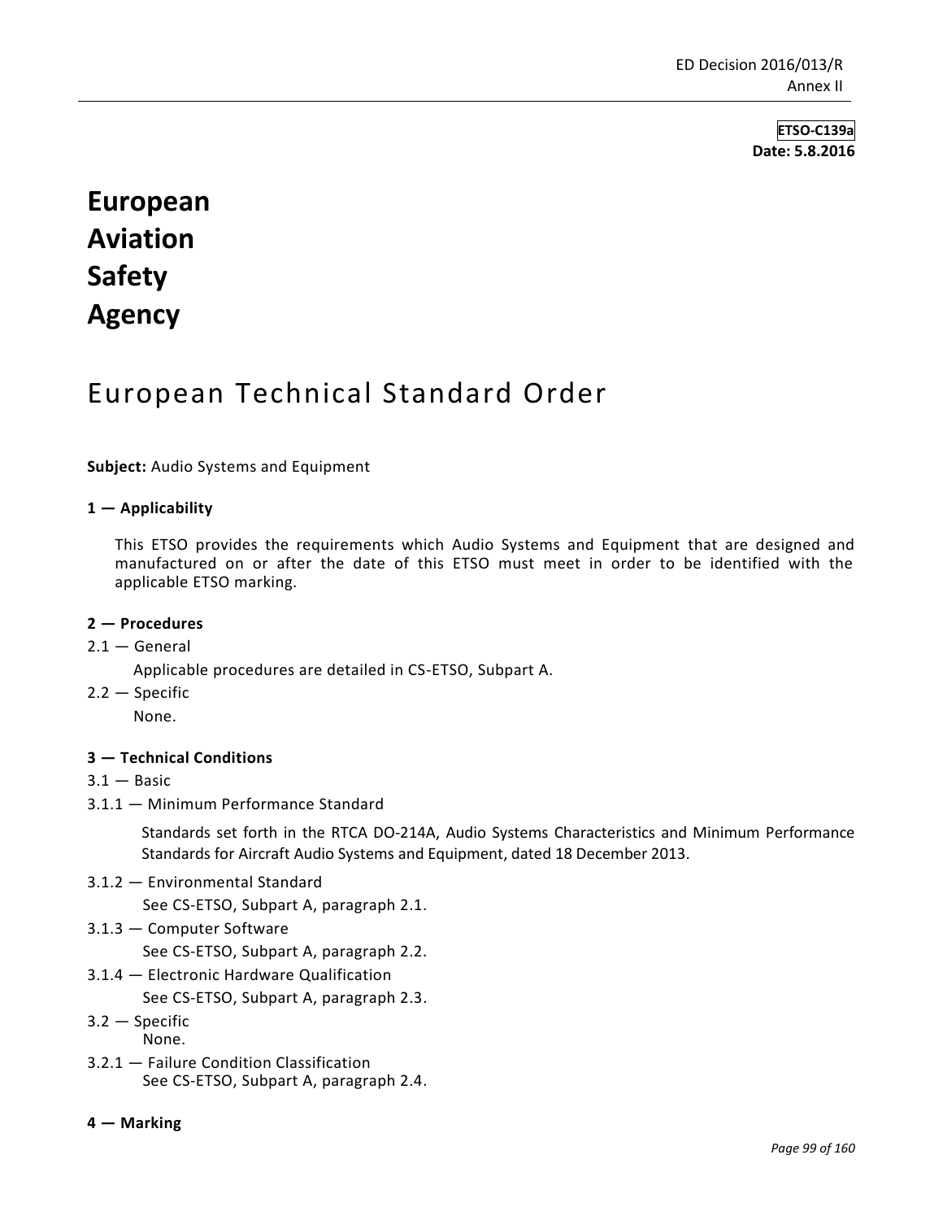**ETSO-C139a**
**Date: 5.8.2016**

# European Aviation Safety Agency

# European Technical Standard Order

**Subject:** Audio Systems and Equipment

**1 — Applicability**

This ETSO provides the requirements which Audio Systems and Equipment that are designed and manufactured on or after the date of this ETSO must meet in order to be identified with the applicable ETSO marking.

**2 — Procedures**

2.1 — General

Applicable procedures are detailed in CS-ETSO, Subpart A.

2.2 — Specific

None.

**3 — Technical Conditions**

3.1 — Basic

3.1.1 — Minimum Performance Standard

Standards set forth in the RTCA DO-214A, Audio Systems Characteristics and Minimum Performance Standards for Aircraft Audio Systems and Equipment, dated 18 December 2013.

3.1.2 — Environmental Standard

See CS-ETSO, Subpart A, paragraph 2.1.

3.1.3 — Computer Software

See CS-ETSO, Subpart A, paragraph 2.2.

3.1.4 — Electronic Hardware Qualification

See CS-ETSO, Subpart A, paragraph 2.3.

3.2 — Specific

None.

3.2.1 — Failure Condition Classification

See CS-ETSO, Subpart A, paragraph 2.4.

**4 — Marking**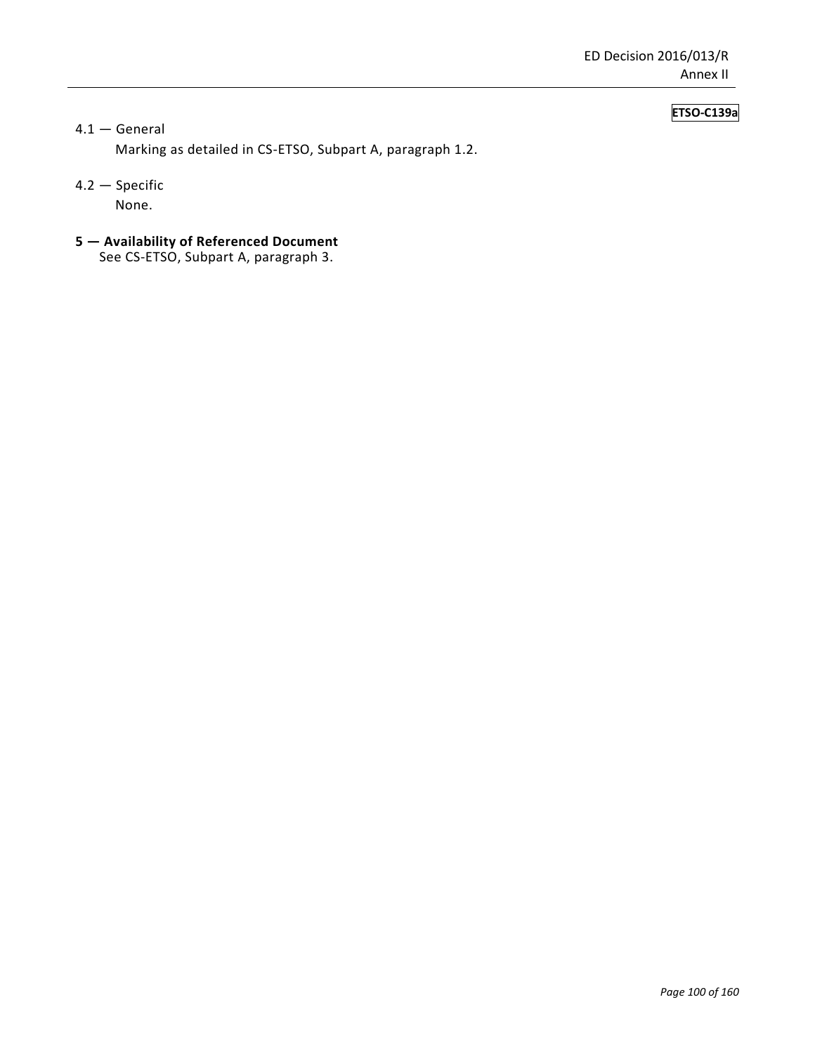4.1 — General

Marking as detailed in CS-ETSO, Subpart A, paragraph 1.2.

4.2 — Specific

None.

**5 — Availability of Referenced Document**

See CS-ETSO, Subpart A, paragraph 3.